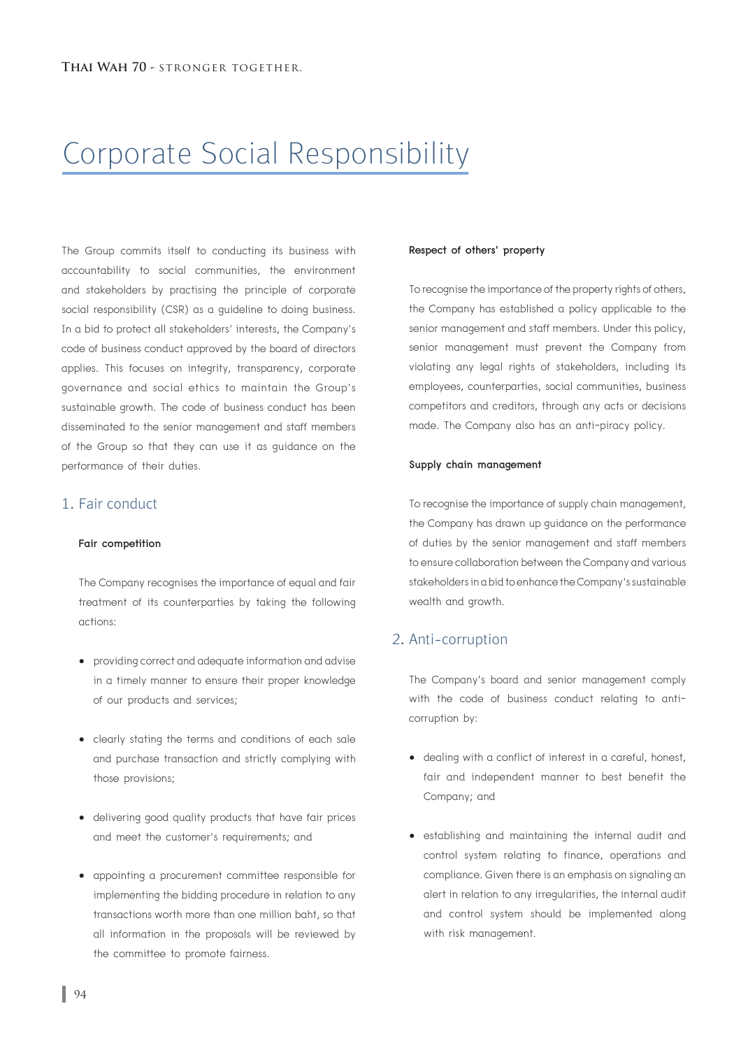# Corporate Social Responsibility

The Group commits itself to conducting its business with accountability to social communities, the environment and stakeholders by practising the principle of corporate social responsibility (CSR) as a guideline to doing business. In a bid to protect all stakeholders' interests, the Company's code of business conduct approved by the board of directors applies. This focuses on integrity, transparency, corporate governance and social ethics to maintain the Group's sustainable growth. The code of business conduct has been disseminated to the senior management and staff members of the Group so that they can use it as guidance on the performance of their duties.

## 1. Fair conduct

**Fair competition**

The Company recognises the importance of equal and fair treatment of its counterparties by taking the following actions:

- providing correct and adequate information and advise in a timely manner to ensure their proper knowledge of our products and services;
- clearly stating the terms and conditions of each sale and purchase transaction and strictly complying with those provisions;
- delivering good quality products that have fair prices and meet the customer's requirements; and
- appointing a procurement committee responsible for implementing the bidding procedure in relation to any transactions worth more than one million baht, so that all information in the proposals will be reviewed by the committee to promote fairness.

**Respect of others' property**

To recognise the importance of the property rights of others, the Company has established a policy applicable to the senior management and staff members. Under this policy, senior management must prevent the Company from violating any legal rights of stakeholders, including its employees, counterparties, social communities, business competitors and creditors, through any acts or decisions made. The Company also has an anti-piracy policy.

**Supply chain management**

To recognise the importance of supply chain management, the Company has drawn up guidance on the performance of duties by the senior management and staff members to ensure collaboration between the Company and various stakeholders in a bid to enhance the Company's sustainable wealth and growth.

## 2. Anti-corruption

The Company's board and senior management comply with the code of business conduct relating to anti-corruption by:

- dealing with a conflict of interest in a careful, honest, fair and independent manner to best benefit the Company; and
- establishing and maintaining the internal audit and control system relating to finance, operations and compliance. Given there is an emphasis on signaling an alert in relation to any irregularities, the internal audit and control system should be implemented along with risk management.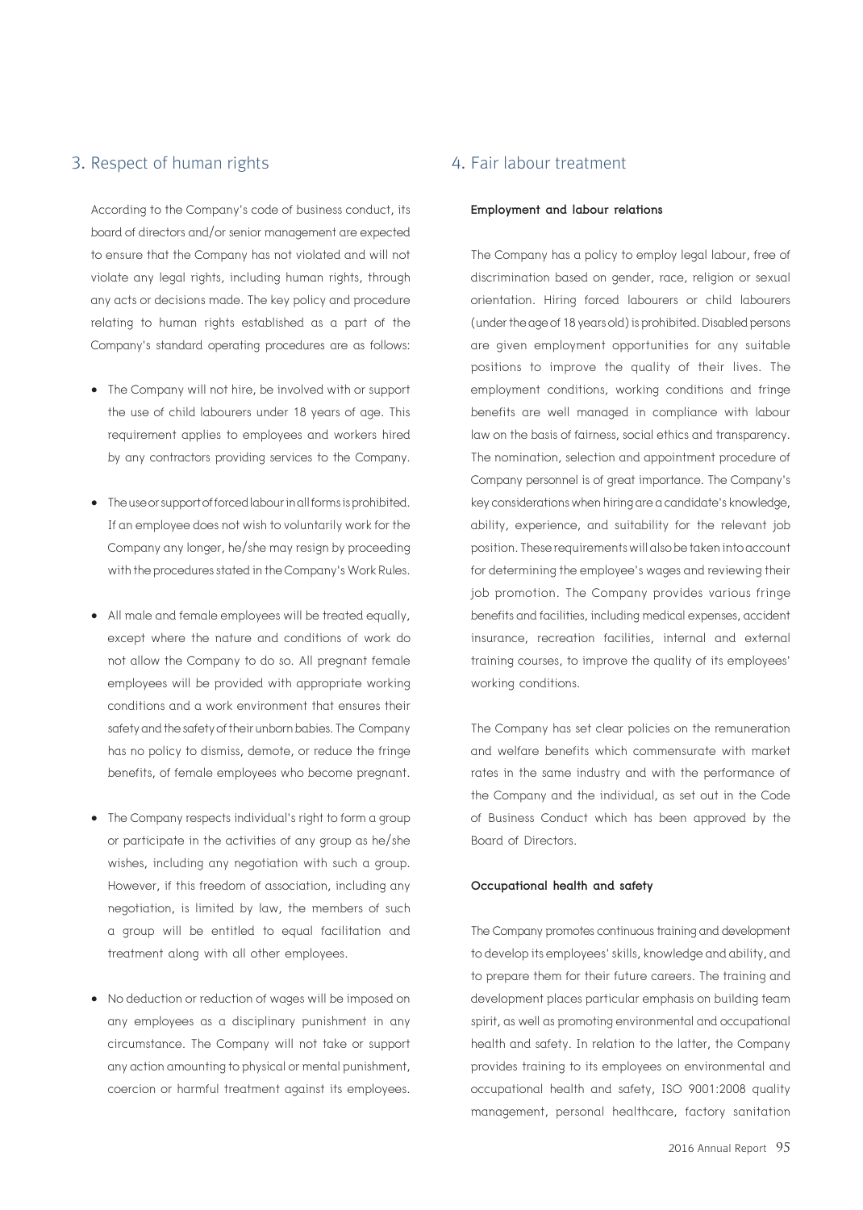## 3. Respect of human rights

According to the Company's code of business conduct, its board of directors and/or senior management are expected to ensure that the Company has not violated and will not violate any legal rights, including human rights, through any acts or decisions made. The key policy and procedure relating to human rights established as a part of the Company's standard operating procedures are as follows:

- The Company will not hire, be involved with or support the use of child labourers under 18 years of age. This requirement applies to employees and workers hired by any contractors providing services to the Company.
- The use or support of forced labour in all forms is prohibited. If an employee does not wish to voluntarily work for the Company any longer, he/she may resign by proceeding with the procedures stated in the Company's Work Rules.
- All male and female employees will be treated equally, except where the nature and conditions of work do not allow the Company to do so. All pregnant female employees will be provided with appropriate working conditions and a work environment that ensures their safety and the safety of their unborn babies. The Company has no policy to dismiss, demote, or reduce the fringe benefits, of female employees who become pregnant.
- The Company respects individual's right to form a group or participate in the activities of any group as he/she wishes, including any negotiation with such a group. However, if this freedom of association, including any negotiation, is limited by law, the members of such a group will be entitled to equal facilitation and treatment along with all other employees.
- No deduction or reduction of wages will be imposed on any employees as a disciplinary punishment in any circumstance. The Company will not take or support any action amounting to physical or mental punishment, coercion or harmful treatment against its employees.

## 4. Fair labour treatment

**Employment and labour relations**

The Company has a policy to employ legal labour, free of discrimination based on gender, race, religion or sexual orientation. Hiring forced labourers or child labourers (under the age of 18 years old) is prohibited. Disabled persons are given employment opportunities for any suitable positions to improve the quality of their lives. The employment conditions, working conditions and fringe benefits are well managed in compliance with labour law on the basis of fairness, social ethics and transparency. The nomination, selection and appointment procedure of Company personnel is of great importance. The Company's key considerations when hiring are a candidate's knowledge, ability, experience, and suitability for the relevant job position. These requirements will also be taken into account for determining the employee's wages and reviewing their job promotion. The Company provides various fringe benefits and facilities, including medical expenses, accident insurance, recreation facilities, internal and external training courses, to improve the quality of its employees' working conditions.

The Company has set clear policies on the remuneration and welfare benefits which commensurate with market rates in the same industry and with the performance of the Company and the individual, as set out in the Code of Business Conduct which has been approved by the Board of Directors.

**Occupational health and safety**

The Company promotes continuous training and development to develop its employees' skills, knowledge and ability, and to prepare them for their future careers. The training and development places particular emphasis on building team spirit, as well as promoting environmental and occupational health and safety. In relation to the latter, the Company provides training to its employees on environmental and occupational health and safety, ISO 9001:2008 quality management, personal healthcare, factory sanitation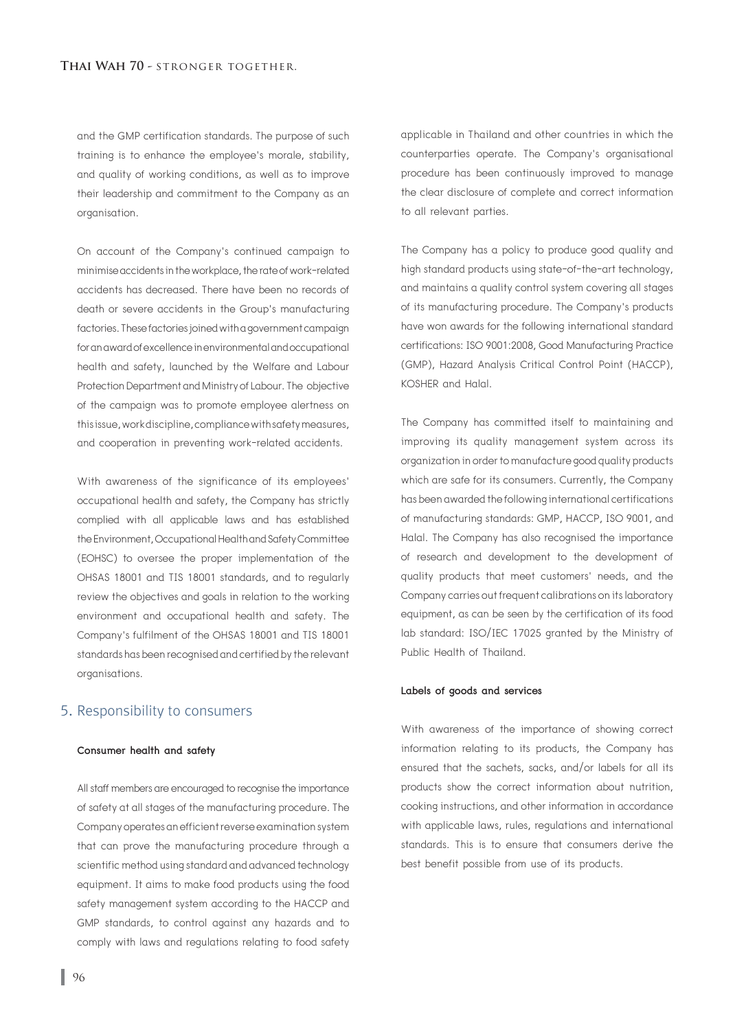and the GMP certification standards. The purpose of such training is to enhance the employee's morale, stability, and quality of working conditions, as well as to improve their leadership and commitment to the Company as an organisation.

On account of the Company's continued campaign to minimise accidents in the workplace, the rate of work-related accidents has decreased. There have been no records of death or severe accidents in the Group's manufacturing factories. These factories joined with a government campaign for an award of excellence in environmental and occupational health and safety, launched by the Welfare and Labour Protection Department and Ministry of Labour. The objective of the campaign was to promote employee alertness on this issue, work discipline, compliance with safety measures, and cooperation in preventing work-related accidents.

With awareness of the significance of its employees' occupational health and safety, the Company has strictly complied with all applicable laws and has established the Environment, Occupational Health and Safety Committee (EOHSC) to oversee the proper implementation of the OHSAS 18001 and TIS 18001 standards, and to regularly review the objectives and goals in relation to the working environment and occupational health and safety. The Company's fulfilment of the OHSAS 18001 and TIS 18001 standards has been recognised and certified by the relevant organisations.

## 5. Responsibility to consumers

**Consumer health and safety**

All staff members are encouraged to recognise the importance of safety at all stages of the manufacturing procedure. The Company operates an efficient reverse examination system that can prove the manufacturing procedure through a scientific method using standard and advanced technology equipment. It aims to make food products using the food safety management system according to the HACCP and GMP standards, to control against any hazards and to comply with laws and regulations relating to food safety applicable in Thailand and other countries in which the counterparties operate. The Company's organisational procedure has been continuously improved to manage the clear disclosure of complete and correct information to all relevant parties.

The Company has a policy to produce good quality and high standard products using state-of-the-art technology, and maintains a quality control system covering all stages of its manufacturing procedure. The Company's products have won awards for the following international standard certifications: ISO 9001:2008, Good Manufacturing Practice (GMP), Hazard Analysis Critical Control Point (HACCP), KOSHER and Halal.

The Company has committed itself to maintaining and improving its quality management system across its organization in order to manufacture good quality products which are safe for its consumers. Currently, the Company has been awarded the following international certifications of manufacturing standards: GMP, HACCP, ISO 9001, and Halal. The Company has also recognised the importance of research and development to the development of quality products that meet customers' needs, and the Company carries out frequent calibrations on its laboratory equipment, as can be seen by the certification of its food lab standard: ISO/IEC 17025 granted by the Ministry of Public Health of Thailand.

**Labels of goods and services**

With awareness of the importance of showing correct information relating to its products, the Company has ensured that the sachets, sacks, and/or labels for all its products show the correct information about nutrition, cooking instructions, and other information in accordance with applicable laws, rules, regulations and international standards. This is to ensure that consumers derive the best benefit possible from use of its products.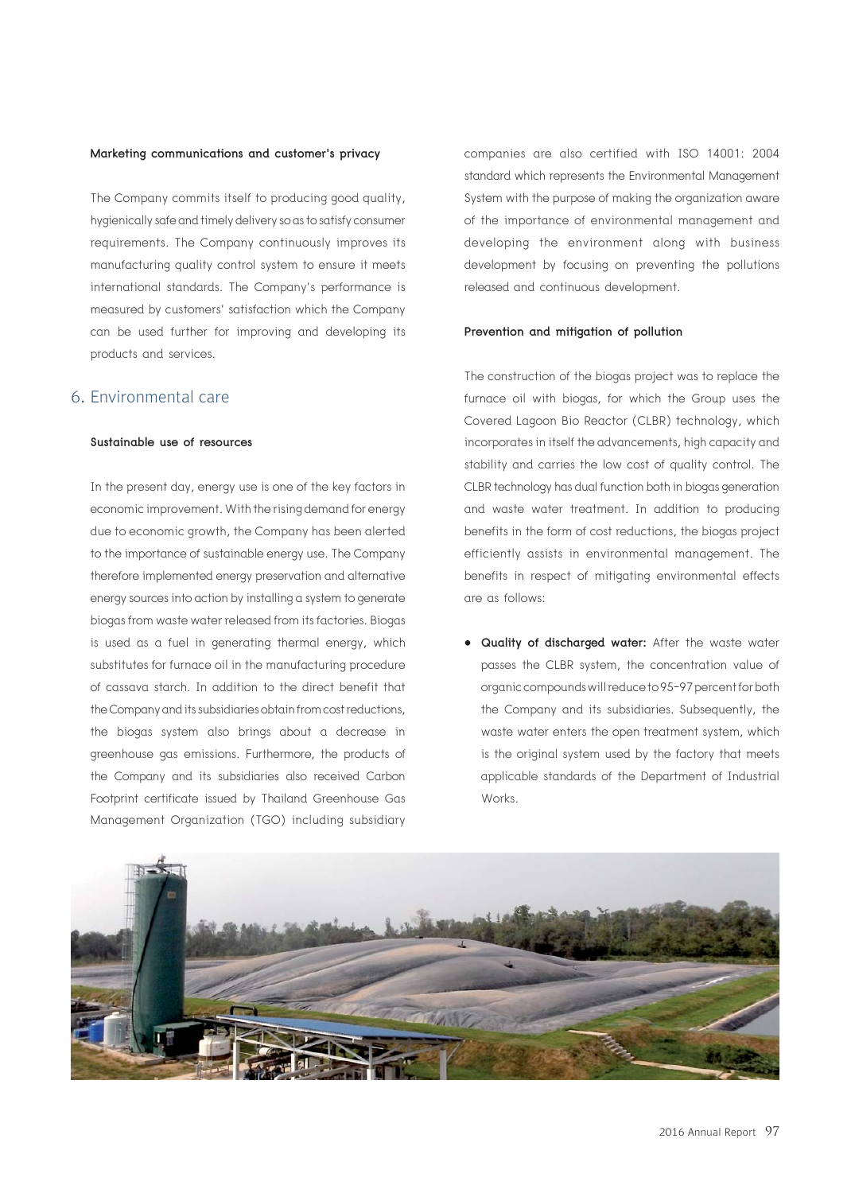**Marketing communications and customer's privacy**

The Company commits itself to producing good quality, hygienically safe and timely delivery so as to satisfy consumer requirements. The Company continuously improves its manufacturing quality control system to ensure it meets international standards. The Company's performance is measured by customers' satisfaction which the Company can be used further for improving and developing its products and services.

## 6. Environmental care

**Sustainable use of resources**

In the present day, energy use is one of the key factors in economic improvement. With the rising demand for energy due to economic growth, the Company has been alerted to the importance of sustainable energy use. The Company therefore implemented energy preservation and alternative energy sources into action by installing a system to generate biogas from waste water released from its factories. Biogas is used as a fuel in generating thermal energy, which substitutes for furnace oil in the manufacturing procedure of cassava starch. In addition to the direct benefit that the Company and its subsidiaries obtain from cost reductions, the biogas system also brings about a decrease in greenhouse gas emissions. Furthermore, the products of the Company and its subsidiaries also received Carbon Footprint certificate issued by Thailand Greenhouse Gas Management Organization (TGO) including subsidiary companies are also certified with ISO 14001: 2004 standard which represents the Environmental Management System with the purpose of making the organization aware of the importance of environmental management and developing the environment along with business development by focusing on preventing the pollutions released and continuous development.

**Prevention and mitigation of pollution**

The construction of the biogas project was to replace the furnace oil with biogas, for which the Group uses the Covered Lagoon Bio Reactor (CLBR) technology, which incorporates in itself the advancements, high capacity and stability and carries the low cost of quality control. The CLBR technology has dual function both in biogas generation and waste water treatment. In addition to producing benefits in the form of cost reductions, the biogas project efficiently assists in environmental management. The benefits in respect of mitigating environmental effects are as follows:

- **Quality of discharged water:** After the waste water passes the CLBR system, the concentration value of organic compounds will reduce to 95-97 percent for both the Company and its subsidiaries. Subsequently, the waste water enters the open treatment system, which is the original system used by the factory that meets applicable standards of the Department of Industrial Works.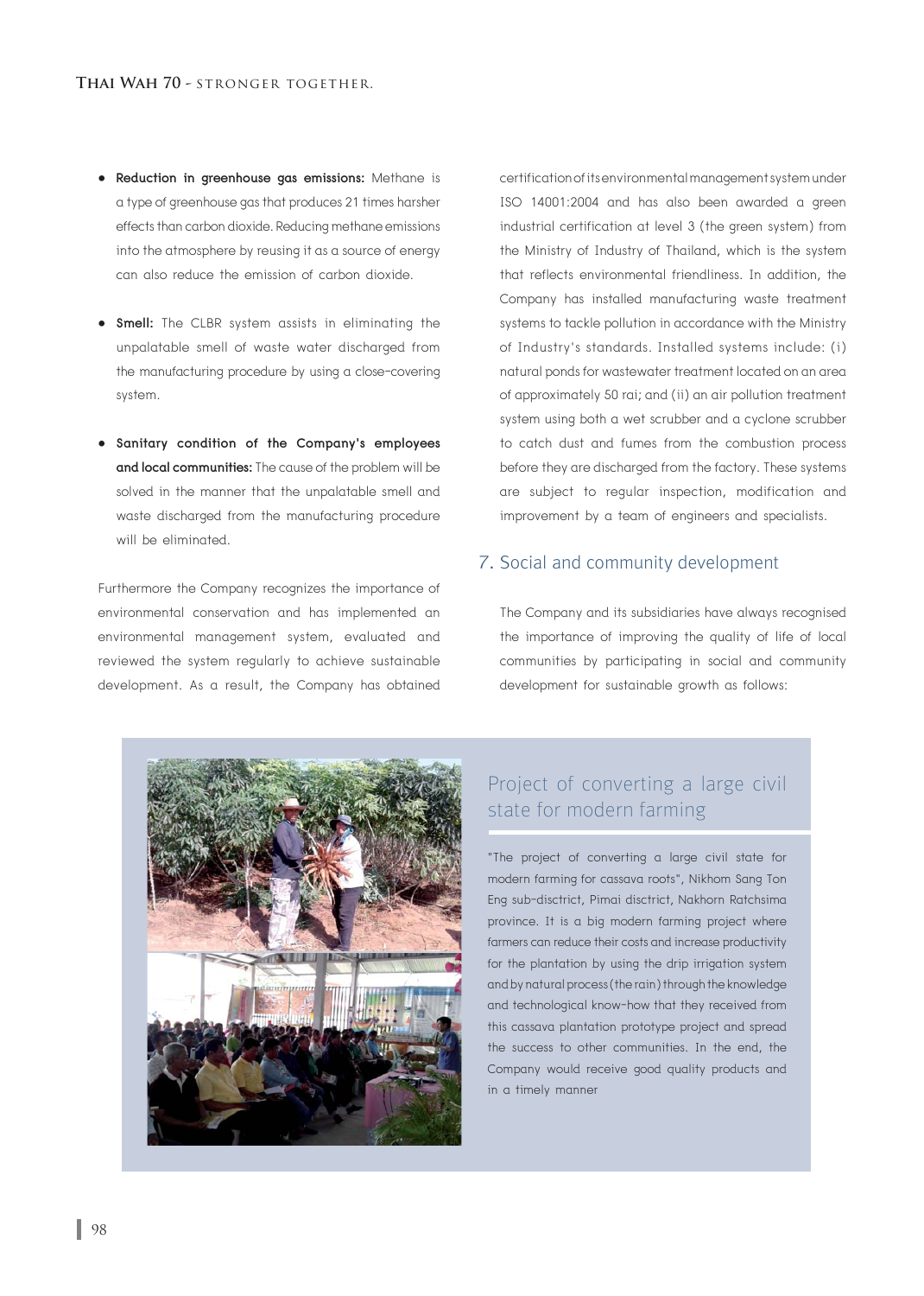- **Reduction in greenhouse gas emissions:** Methane is a type of greenhouse gas that produces 21 times harsher effects than carbon dioxide. Reducing methane emissions into the atmosphere by reusing it as a source of energy can also reduce the emission of carbon dioxide.

- **Smell:** The CLBR system assists in eliminating the unpalatable smell of waste water discharged from the manufacturing procedure by using a close-covering system.

- **Sanitary condition of the Company's employees and local communities:** The cause of the problem will be solved in the manner that the unpalatable smell and waste discharged from the manufacturing procedure will be eliminated.

Furthermore the Company recognizes the importance of environmental conservation and has implemented an environmental management system, evaluated and reviewed the system regularly to achieve sustainable development. As a result, the Company has obtained certification of its environmental management system under ISO 14001:2004 and has also been awarded a green industrial certification at level 3 (the green system) from the Ministry of Industry of Thailand, which is the system that reflects environmental friendliness. In addition, the Company has installed manufacturing waste treatment systems to tackle pollution in accordance with the Ministry of Industry's standards. Installed systems include: (i) natural ponds for wastewater treatment located on an area of approximately 50 rai; and (ii) an air pollution treatment system using both a wet scrubber and a cyclone scrubber to catch dust and fumes from the combustion process before they are discharged from the factory. These systems are subject to regular inspection, modification and improvement by a team of engineers and specialists.

## 7. Social and community development

The Company and its subsidiaries have always recognised the importance of improving the quality of life of local communities by participating in social and community development for sustainable growth as follows:

### Project of converting a large civil state for modern farming

"The project of converting a large civil state for modern farming for cassava roots", Nikhom Sang Ton Eng sub-disctrict, Pimai disctrict, Nakhorn Ratchsima province. It is a big modern farming project where farmers can reduce their costs and increase productivity for the plantation by using the drip irrigation system and by natural process (the rain) through the knowledge and technological know-how that they received from this cassava plantation prototype project and spread the success to other communities. In the end, the Company would receive good quality products and in a timely manner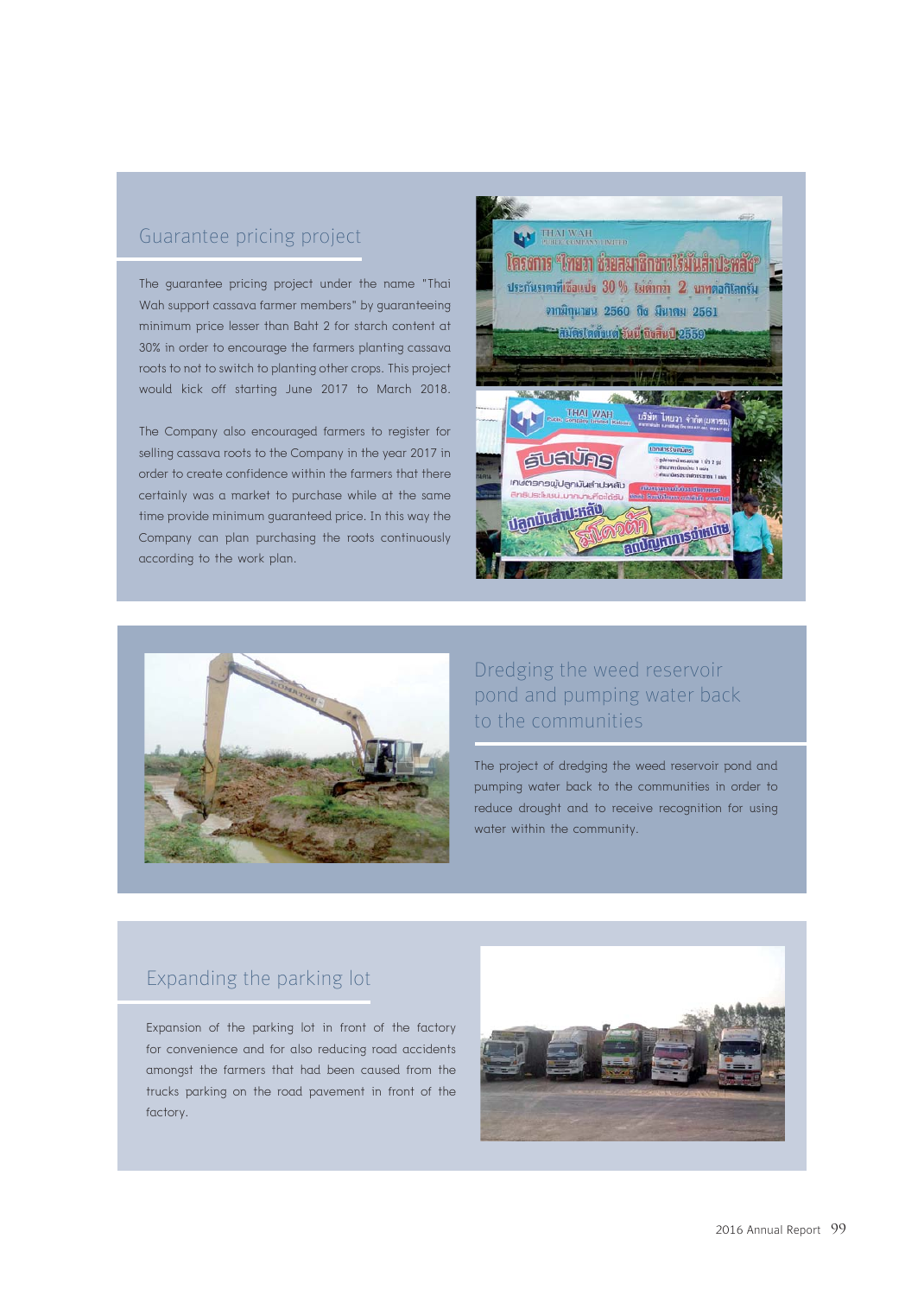## Guarantee pricing project

The guarantee pricing project under the name "Thai Wah support cassava farmer members" by guaranteeing minimum price lesser than Baht 2 for starch content at 30% in order to encourage the farmers planting cassava roots to not to switch to planting other crops. This project would kick off starting June 2017 to March 2018.

The Company also encouraged farmers to register for selling cassava roots to the Company in the year 2017 in order to create confidence within the farmers that there certainly was a market to purchase while at the same time provide minimum guaranteed price. In this way the Company can plan purchasing the roots continuously according to the work plan.

## Dredging the weed reservoir pond and pumping water back to the communities

The project of dredging the weed reservoir pond and pumping water back to the communities in order to reduce drought and to receive recognition for using water within the community.

## Expanding the parking lot

Expansion of the parking lot in front of the factory for convenience and for also reducing road accidents amongst the farmers that had been caused from the trucks parking on the road pavement in front of the factory.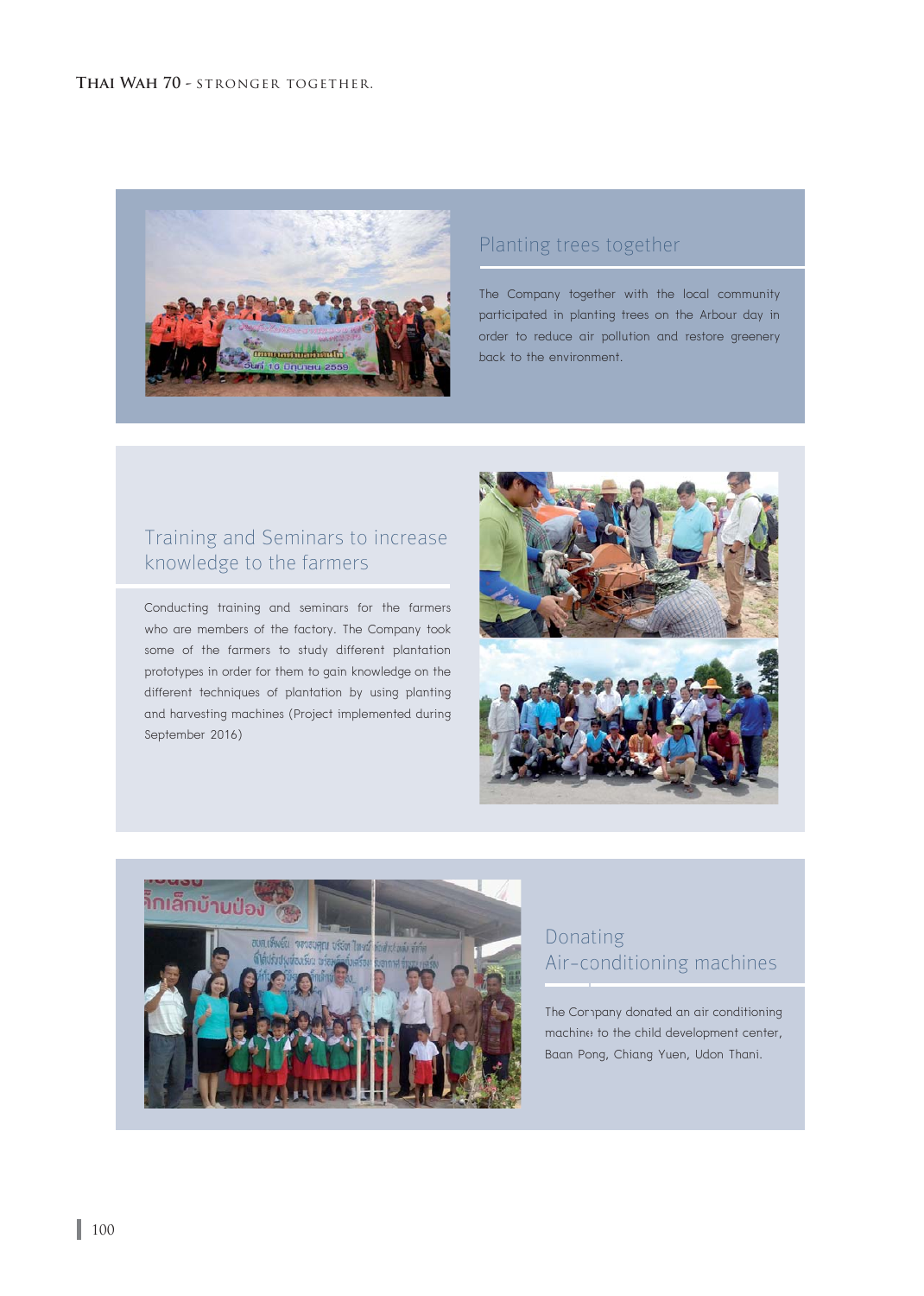## Planting trees together

The Company together with the local community participated in planting trees on the Arbour day in order to reduce air pollution and restore greenery back to the environment.

## Training and Seminars to increase knowledge to the farmers

Conducting training and seminars for the farmers who are members of the factory. The Company took some of the farmers to study different plantation prototypes in order for them to gain knowledge on the different techniques of plantation by using planting and harvesting machines (Project implemented during September 2016)

## Donating Air-conditioning machines

The Company donated an air conditioning machine to the child development center, Baan Pong, Chiang Yuen, Udon Thani.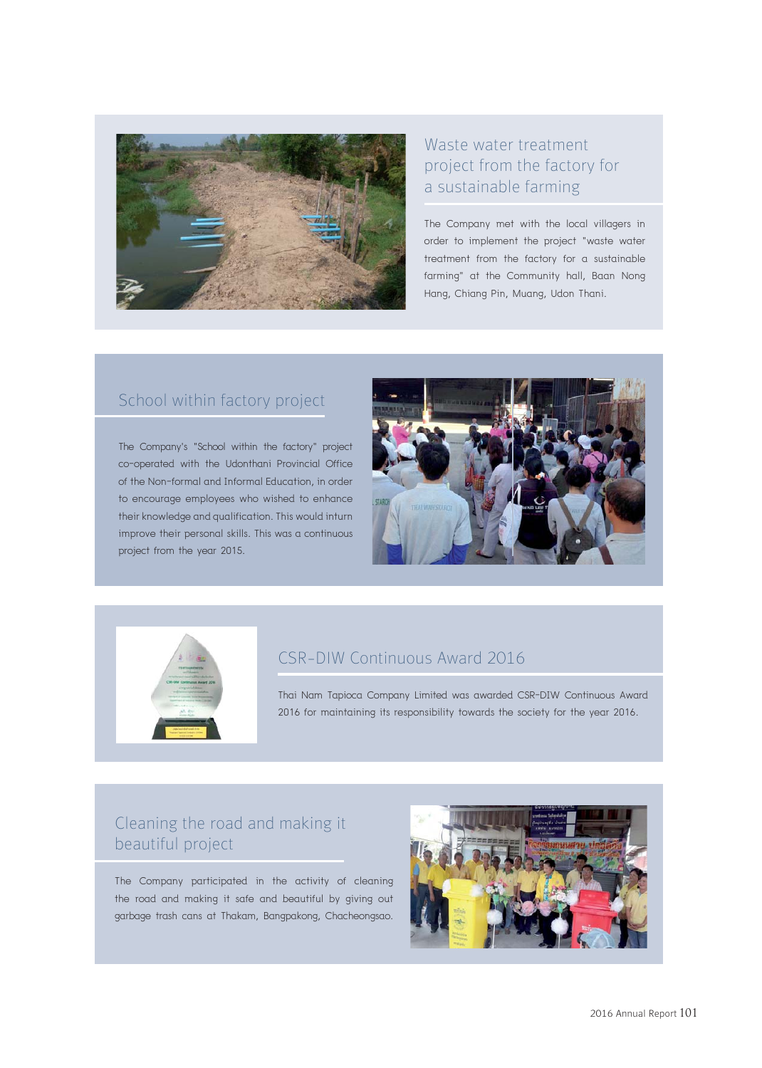## Waste water treatment project from the factory for a sustainable farming

The Company met with the local villagers in order to implement the project "waste water treatment from the factory for a sustainable farming" at the Community hall, Baan Nong Hang, Chiang Pin, Muang, Udon Thani.

## School within factory project

The Company's "School within the factory" project co-operated with the Udonthani Provincial Office of the Non-formal and Informal Education, in order to encourage employees who wished to enhance their knowledge and qualification. This would inturn improve their personal skills. This was a continuous project from the year 2015.

## CSR-DIW Continuous Award 2016

Thai Nam Tapioca Company Limited was awarded CSR-DIW Continuous Award 2016 for maintaining its responsibility towards the society for the year 2016.

## Cleaning the road and making it beautiful project

The Company participated in the activity of cleaning the road and making it safe and beautiful by giving out garbage trash cans at Thakam, Bangpakong, Chacheongsao.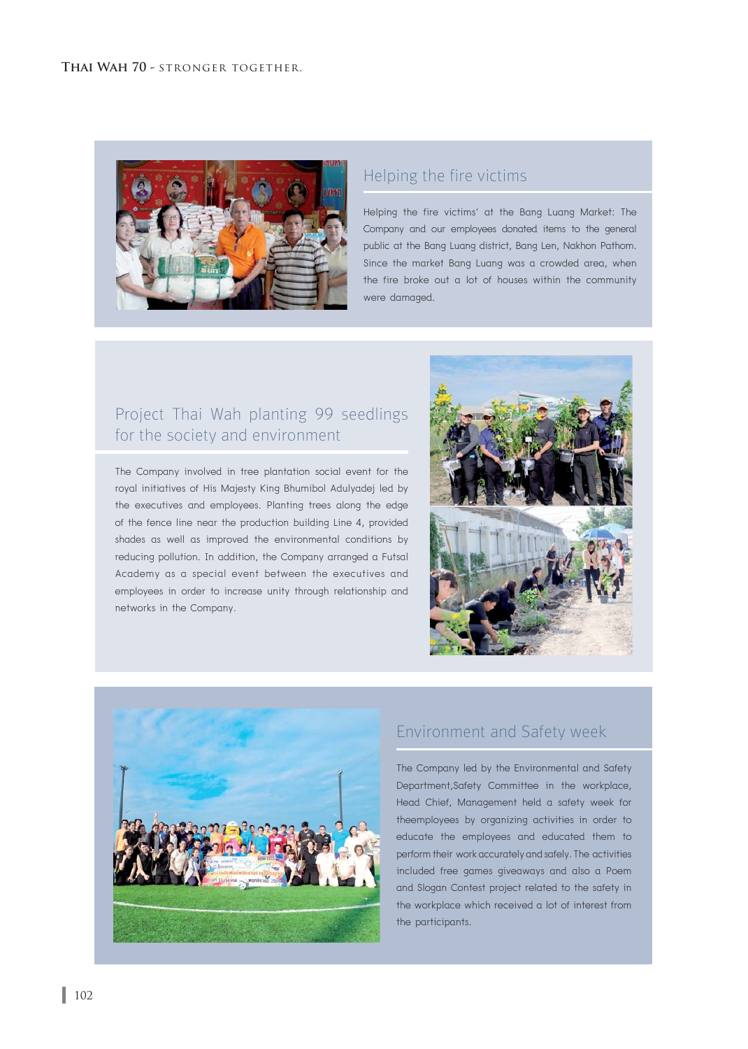## Helping the fire victims

Helping the fire victims' at the Bang Luang Market: The Company and our employees donated items to the general public at the Bang Luang district, Bang Len, Nakhon Pathom. Since the market Bang Luang was a crowded area, when the fire broke out a lot of houses within the community were damaged.

## Project Thai Wah planting 99 seedlings for the society and environment

The Company involved in tree plantation social event for the royal initiatives of His Majesty King Bhumibol Adulyadej led by the executives and employees. Planting trees along the edge of the fence line near the production building Line 4, provided shades as well as improved the environmental conditions by reducing pollution. In addition, the Company arranged a Futsal Academy as a special event between the executives and employees in order to increase unity through relationship and networks in the Company.

## Environment and Safety week

The Company led by the Environmental and Safety Department,Safety Committee in the workplace, Head Chief, Management held a safety week for theemployees by organizing activities in order to educate the employees and educated them to perform their work accurately and safely. The activities included free games giveaways and also a Poem and Slogan Contest project related to the safety in the workplace which received a lot of interest from the participants.